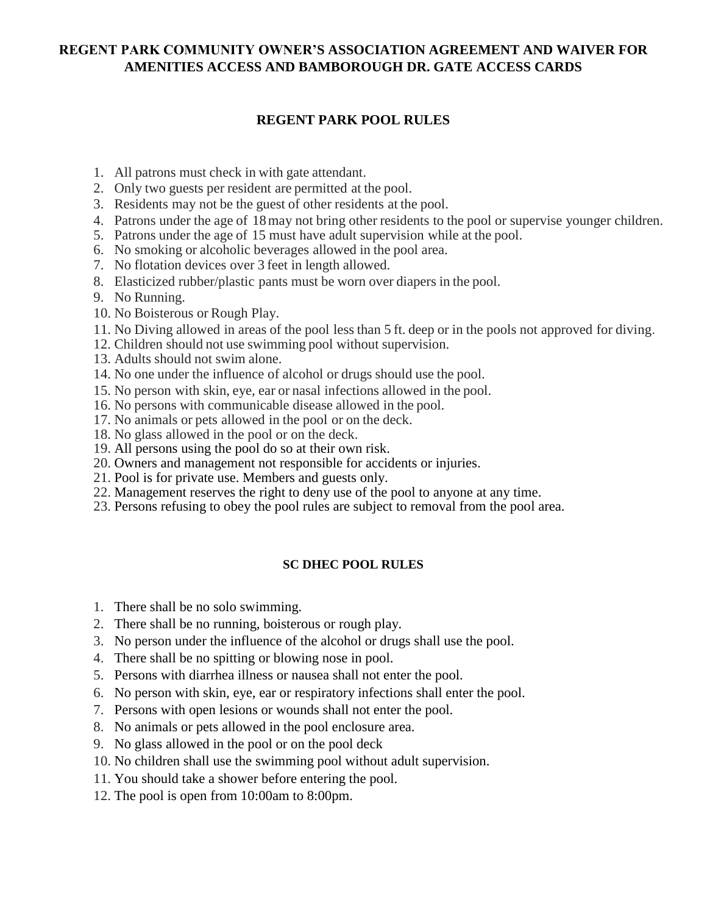# REGENT PARK COMMUNITY OWNER'S ASSOCIATION AGREEMENT AND WAIVER FOR AMENITIES ACCESS AND BAMBOROUGH DR. GATE ACCESS CARDS

## REGENT PARK POOL RULES

1. All patrons must check in with gate attendant.
2. Only two guests per resident are permitted at the pool.
3. Residents may not be the guest of other residents at the pool.
4. Patrons under the age of 18 may not bring other residents to the pool or supervise younger children.
5. Patrons under the age of 15 must have adult supervision while at the pool.
6. No smoking or alcoholic beverages allowed in the pool area.
7. No flotation devices over 3 feet in length allowed.
8. Elasticized rubber/plastic pants must be worn over diapers in the pool.
9. No Running.
10. No Boisterous or Rough Play.
11. No Diving allowed in areas of the pool less than 5 ft. deep or in the pools not approved for diving.
12. Children should not use swimming pool without supervision.
13. Adults should not swim alone.
14. No one under the influence of alcohol or drugs should use the pool.
15. No person with skin, eye, ear or nasal infections allowed in the pool.
16. No persons with communicable disease allowed in the pool.
17. No animals or pets allowed in the pool or on the deck.
18. No glass allowed in the pool or on the deck.
19. All persons using the pool do so at their own risk.
20. Owners and management not responsible for accidents or injuries.
21. Pool is for private use. Members and guests only.
22. Management reserves the right to deny use of the pool to anyone at any time.
23. Persons refusing to obey the pool rules are subject to removal from the pool area.

### SC DHEC POOL RULES

1. There shall be no solo swimming.
2. There shall be no running, boisterous or rough play.
3. No person under the influence of the alcohol or drugs shall use the pool.
4. There shall be no spitting or blowing nose in pool.
5. Persons with diarrhea illness or nausea shall not enter the pool.
6. No person with skin, eye, ear or respiratory infections shall enter the pool.
7. Persons with open lesions or wounds shall not enter the pool.
8. No animals or pets allowed in the pool enclosure area.
9. No glass allowed in the pool or on the pool deck
10. No children shall use the swimming pool without adult supervision.
11. You should take a shower before entering the pool.
12. The pool is open from 10:00am to 8:00pm.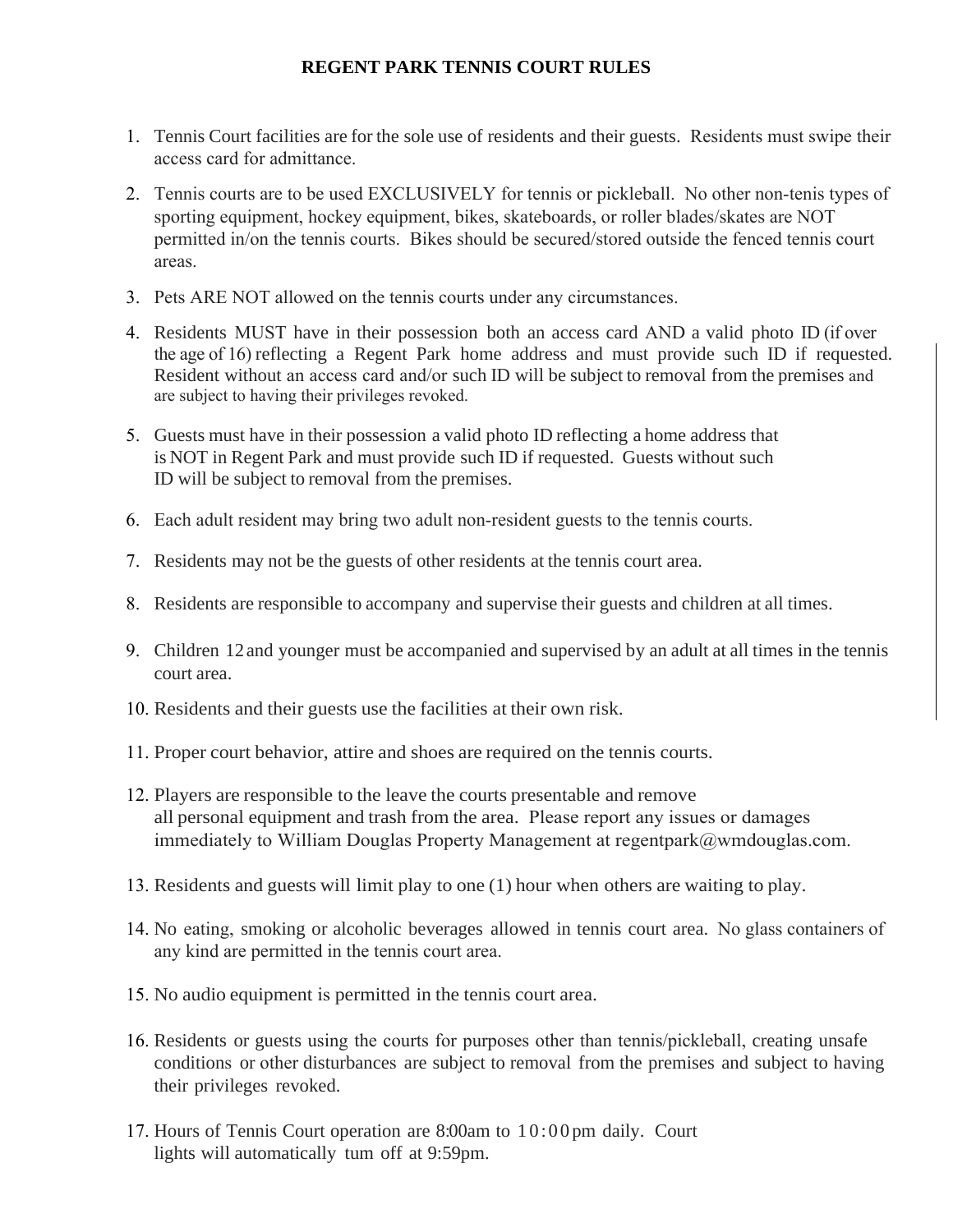# REGENT PARK TENNIS COURT RULES

1. Tennis Court facilities are for the sole use of residents and their guests. Residents must swipe their access card for admittance.
2. Tennis courts are to be used EXCLUSIVELY for tennis or pickleball. No other non-tenis types of sporting equipment, hockey equipment, bikes, skateboards, or roller blades/skates are NOT permitted in/on the tennis courts. Bikes should be secured/stored outside the fenced tennis court areas.
3. Pets ARE NOT allowed on the tennis courts under any circumstances.
4. Residents MUST have in their possession both an access card AND a valid photo ID (if over the age of 16) reflecting a Regent Park home address and must provide such ID if requested. Resident without an access card and/or such ID will be subject to removal from the premises and are subject to having their privileges revoked.
5. Guests must have in their possession a valid photo ID reflecting a home address that is NOT in Regent Park and must provide such ID if requested. Guests without such ID will be subject to removal from the premises.
6. Each adult resident may bring two adult non-resident guests to the tennis courts.
7. Residents may not be the guests of other residents at the tennis court area.
8. Residents are responsible to accompany and supervise their guests and children at all times.
9. Children 12 and younger must be accompanied and supervised by an adult at all times in the tennis court area.
10. Residents and their guests use the facilities at their own risk.
11. Proper court behavior, attire and shoes are required on the tennis courts.
12. Players are responsible to the leave the courts presentable and remove all personal equipment and trash from the area. Please report any issues or damages immediately to William Douglas Property Management at regentpark@wmdouglas.com.
13. Residents and guests will limit play to one (1) hour when others are waiting to play.
14. No eating, smoking or alcoholic beverages allowed in tennis court area. No glass containers of any kind are permitted in the tennis court area.
15. No audio equipment is permitted in the tennis court area.
16. Residents or guests using the courts for purposes other than tennis/pickleball, creating unsafe conditions or other disturbances are subject to removal from the premises and subject to having their privileges revoked.
17. Hours of Tennis Court operation are 8:00am to 10:00pm daily. Court lights will automatically tum off at 9:59pm.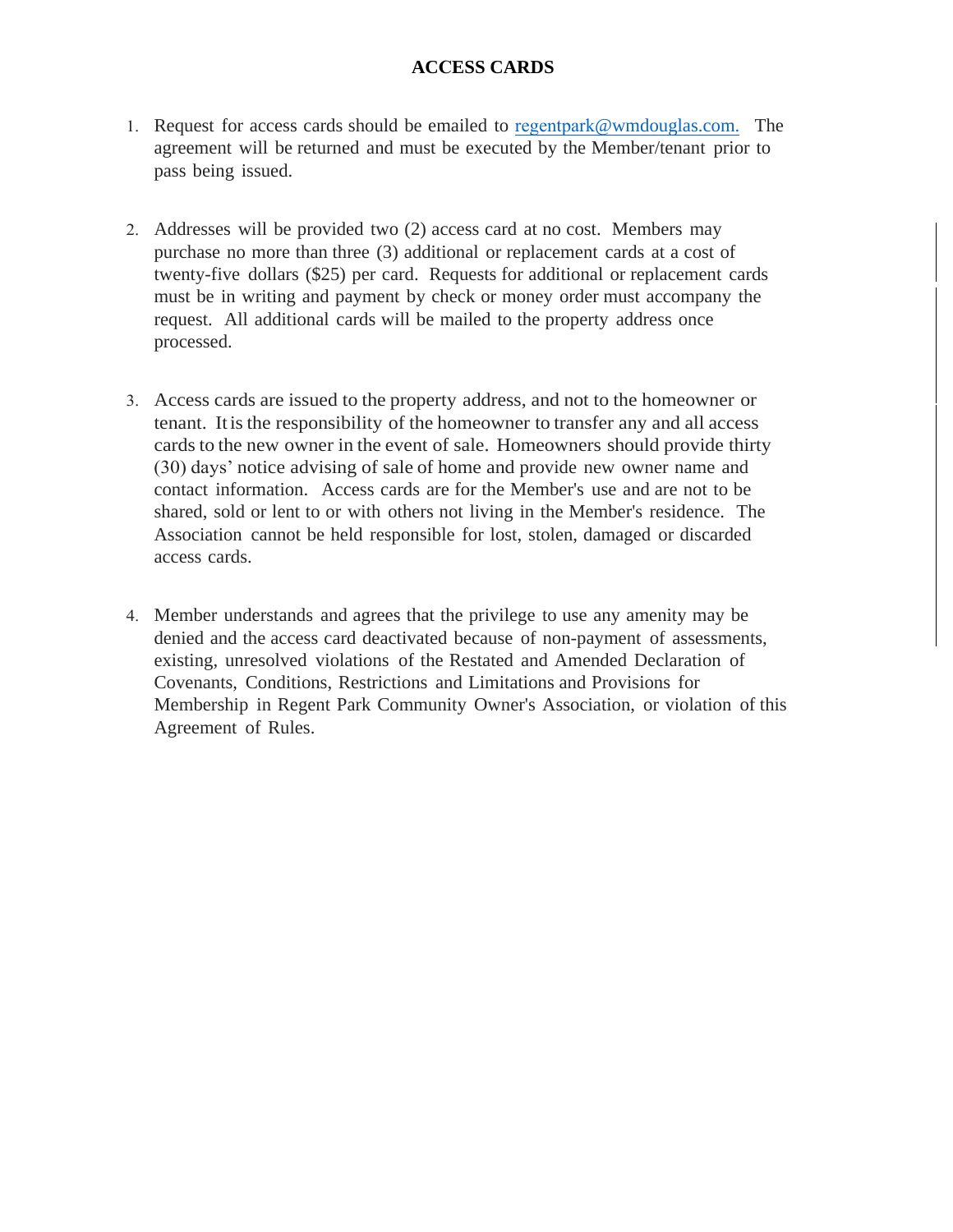# ACCESS CARDS

1. Request for access cards should be emailed to regentpark@wmdouglas.com. The agreement will be returned and must be executed by the Member/tenant prior to pass being issued.

2. Addresses will be provided two (2) access card at no cost. Members may purchase no more than three (3) additional or replacement cards at a cost of twenty-five dollars ($25) per card. Requests for additional or replacement cards must be in writing and payment by check or money order must accompany the request. All additional cards will be mailed to the property address once processed.

3. Access cards are issued to the property address, and not to the homeowner or tenant. It is the responsibility of the homeowner to transfer any and all access cards to the new owner in the event of sale. Homeowners should provide thirty (30) days' notice advising of sale of home and provide new owner name and contact information. Access cards are for the Member's use and are not to be shared, sold or lent to or with others not living in the Member's residence. The Association cannot be held responsible for lost, stolen, damaged or discarded access cards.

4. Member understands and agrees that the privilege to use any amenity may be denied and the access card deactivated because of non-payment of assessments, existing, unresolved violations of the Restated and Amended Declaration of Covenants, Conditions, Restrictions and Limitations and Provisions for Membership in Regent Park Community Owner's Association, or violation of this Agreement of Rules.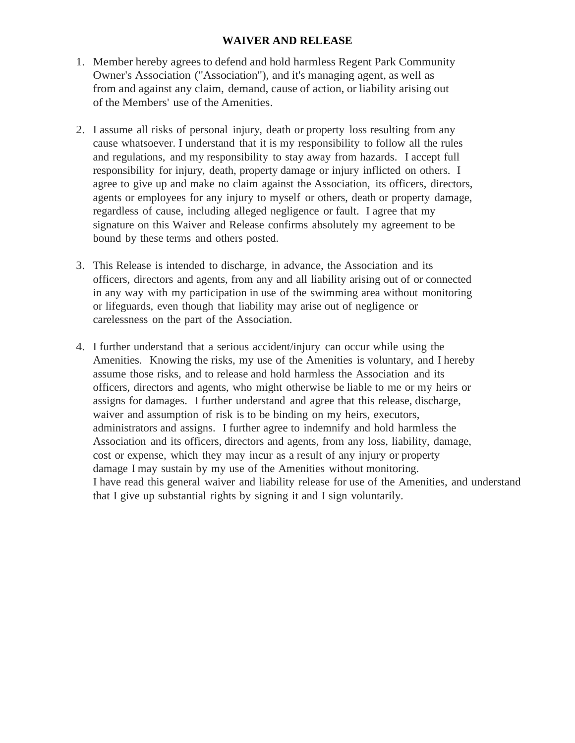# WAIVER AND RELEASE

1. Member hereby agrees to defend and hold harmless Regent Park Community Owner's Association ("Association"), and it's managing agent, as well as from and against any claim, demand, cause of action, or liability arising out of the Members' use of the Amenities.

2. I assume all risks of personal injury, death or property loss resulting from any cause whatsoever. I understand that it is my responsibility to follow all the rules and regulations, and my responsibility to stay away from hazards. I accept full responsibility for injury, death, property damage or injury inflicted on others. I agree to give up and make no claim against the Association, its officers, directors, agents or employees for any injury to myself or others, death or property damage, regardless of cause, including alleged negligence or fault. I agree that my signature on this Waiver and Release confirms absolutely my agreement to be bound by these terms and others posted.

3. This Release is intended to discharge, in advance, the Association and its officers, directors and agents, from any and all liability arising out of or connected in any way with my participation in use of the swimming area without monitoring or lifeguards, even though that liability may arise out of negligence or carelessness on the part of the Association.

4. I further understand that a serious accident/injury can occur while using the Amenities. Knowing the risks, my use of the Amenities is voluntary, and I hereby assume those risks, and to release and hold harmless the Association and its officers, directors and agents, who might otherwise be liable to me or my heirs or assigns for damages. I further understand and agree that this release, discharge, waiver and assumption of risk is to be binding on my heirs, executors, administrators and assigns. I further agree to indemnify and hold harmless the Association and its officers, directors and agents, from any loss, liability, damage, cost or expense, which they may incur as a result of any injury or property damage I may sustain by my use of the Amenities without monitoring.
   I have read this general waiver and liability release for use of the Amenities, and understand that I give up substantial rights by signing it and I sign voluntarily.